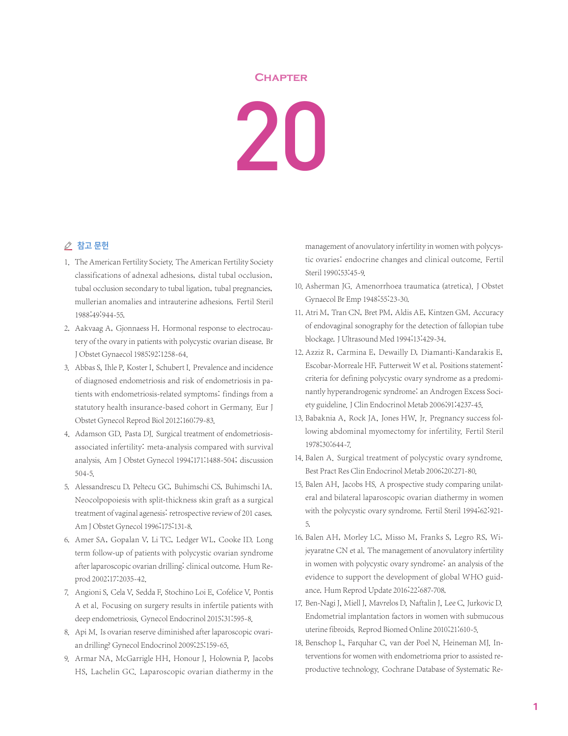# Chapter 20

## 참고 문헌

1. The American Fertility Society. The American Fertility Society classifications of adnexal adhesions, distal tubal occlusion, tubal occlusion secondary to tubal ligation, tubal pregnancies, mullerian anomalies and intrauterine adhesions. Fertil Steril 1988;49:944-55.
2. Aakvaag A, Gjonnaess H. Hormonal response to electrocautery of the ovary in patients with polycystic ovarian disease. Br J Obstet Gynaecol 1985;92:1258-64.
3. Abbas S, Ihle P, Koster I, Schubert I. Prevalence and incidence of diagnosed endometriosis and risk of endometriosis in patients with endometriosis-related symptoms: findings from a statutory health insurance-based cohort in Germany. Eur J Obstet Gynecol Reprod Biol 2012;160:79-83.
4. Adamson GD, Pasta DJ. Surgical treatment of endometriosis-associated infertility: meta-analysis compared with survival analysis. Am J Obstet Gynecol 1994;171:1488-504; discussion 504-5.
5. Alessandrescu D, Peltecu GC, Buhimschi CS, Buhimschi IA. Neocolpopoiesis with split-thickness skin graft as a surgical treatment of vaginal agenesis: retrospective review of 201 cases. Am J Obstet Gynecol 1996;175:131-8.
6. Amer SA, Gopalan V, Li TC, Ledger WL, Cooke ID. Long term follow-up of patients with polycystic ovarian syndrome after laparoscopic ovarian drilling: clinical outcome. Hum Reprod 2002;17:2035-42.
7. Angioni S, Cela V, Sedda F, Stochino Loi E, Cofelice V, Pontis A et al. Focusing on surgery results in infertile patients with deep endometriosis. Gynecol Endocrinol 2015;31:595-8.
8. Api M. Is ovarian reserve diminished after laparoscopic ovarian drilling? Gynecol Endocrinol 2009;25:159-65.
9. Armar NA, McGarrigle HH, Honour J, Holownia P, Jacobs HS, Lachelin GC. Laparoscopic ovarian diathermy in the management of anovulatory infertility in women with polycystic ovaries: endocrine changes and clinical outcome. Fertil Steril 1990;53:45-9.
10. Asherman JG. Amenorrhoea traumatica (atretica). J Obstet Gynaecol Br Emp 1948;55:23-30.
11. Atri M, Tran CN, Bret PM, Aldis AE, Kintzen GM. Accuracy of endovaginal sonography for the detection of fallopian tube blockage. J Ultrasound Med 1994;13:429-34.
12. Azziz R, Carmina E, Dewailly D, Diamanti-Kandarakis E, Escobar-Morreale HF, Futterweit W et al. Positions statement: criteria for defining polycystic ovary syndrome as a predominantly hyperandrogenic syndrome: an Androgen Excess Society guideline. J Clin Endocrinol Metab 2006;91:4237-45.
13. Babaknia A, Rock JA, Jones HW, Jr. Pregnancy success following abdominal myomectomy for infertility. Fertil Steril 1978;30:644-7.
14. Balen A. Surgical treatment of polycystic ovary syndrome. Best Pract Res Clin Endocrinol Metab 2006;20:271-80.
15. Balen AH, Jacobs HS. A prospective study comparing unilateral and bilateral laparoscopic ovarian diathermy in women with the polycystic ovary syndrome. Fertil Steril 1994;62:921-5.
16. Balen AH, Morley LC, Misso M, Franks S, Legro RS, Wijeyaratne CN et al. The management of anovulatory infertility in women with polycystic ovary syndrome: an analysis of the evidence to support the development of global WHO guidance. Hum Reprod Update 2016;22:687-708.
17. Ben-Nagi J, Miell J, Mavrelos D, Naftalin J, Lee C, Jurkovic D. Endometrial implantation factors in women with submucous uterine fibroids. Reprod Biomed Online 2010;21:610-5.
18. Benschop L, Farquhar C, van der Poel N, Heineman MJ. Interventions for women with endometrioma prior to assisted reproductive technology. Cochrane Database of Systematic Re-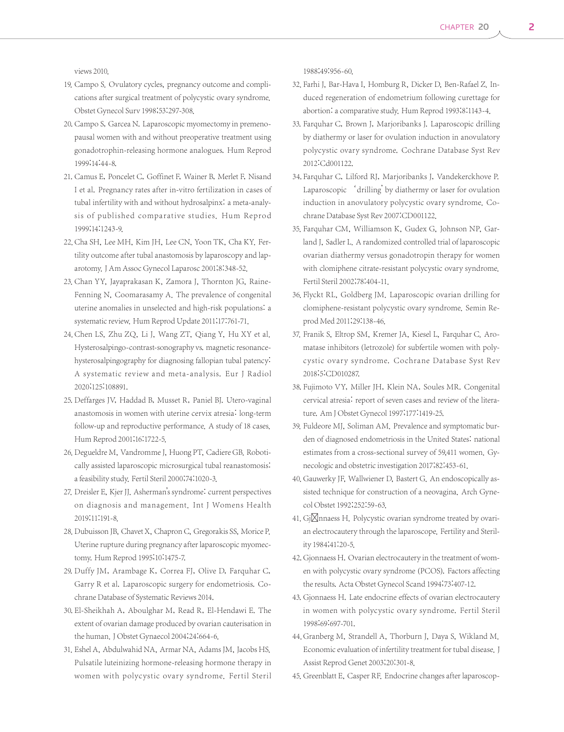views 2010.

19. Campo S. Ovulatory cycles, pregnancy outcome and complications after surgical treatment of polycystic ovary syndrome. Obstet Gynecol Surv 1998;53:297-308.
20. Campo S, Garcea N. Laparoscopic myomectomy in premenopausal women with and without preoperative treatment using gonadotrophin-releasing hormone analogues. Hum Reprod 1999;14:44-8.
21. Camus E, Poncelet C, Goffinet F, Wainer B, Merlet F, Nisand I et al. Pregnancy rates after in-vitro fertilization in cases of tubal infertility with and without hydrosalpinx: a meta-analysis of published comparative studies. Hum Reprod 1999;14:1243-9.
22. Cha SH, Lee MH, Kim JH, Lee CN, Yoon TK, Cha KY. Fertility outcome after tubal anastomosis by laparoscopy and laparotomy. J Am Assoc Gynecol Laparosc 2001;8:348-52.
23. Chan YY, Jayaprakasan K, Zamora J, Thornton JG, Raine-Fenning N, Coomarasamy A. The prevalence of congenital uterine anomalies in unselected and high-risk populations: a systematic review. Hum Reprod Update 2011;17:761-71.
24. Chen LS, Zhu ZQ, Li J, Wang ZT, Qiang Y, Hu XY et al. Hysterosalpingo-contrast-sonography vs. magnetic resonance-hysterosalpingography for diagnosing fallopian tubal patency: A systematic review and meta-analysis. Eur J Radiol 2020;125:108891.
25. Deffarges JV, Haddad B, Musset R, Paniel BJ. Utero-vaginal anastomosis in women with uterine cervix atresia: long-term follow-up and reproductive performance. A study of 18 cases. Hum Reprod 2001;16:1722-5.
26. Degueldre M, Vandromme J, Huong PT, Cadiere GB. Robotically assisted laparoscopic microsurgical tubal reanastomosis: a feasibility study. Fertil Steril 2000;74:1020-3.
27. Dreisler E, Kjer JJ. Asherman's syndrome: current perspectives on diagnosis and management. Int J Womens Health 2019;11:191-8.
28. Dubuisson JB, Chavet X, Chapron C, Gregorakis SS, Morice P. Uterine rupture during pregnancy after laparoscopic myomectomy. Hum Reprod 1995;10:1475-7.
29. Duffy JM, Arambage K, Correa FJ, Olive D, Farquhar C, Garry R et al. Laparoscopic surgery for endometriosis. Cochrane Database of Systematic Reviews 2014.
30. El-Sheikhah A, Aboulghar M, Read R, El-Hendawi E. The extent of ovarian damage produced by ovarian cauterisation in the human. J Obstet Gynaecol 2004;24:664-6.
31. Eshel A, Abdulwahid NA, Armar NA, Adams JM, Jacobs HS. Pulsatile luteinizing hormone-releasing hormone therapy in women with polycystic ovary syndrome. Fertil Steril 1988;49:956-60.
32. Farhi J, Bar-Hava I, Homburg R, Dicker D, Ben-Rafael Z. Induced regeneration of endometrium following curettage for abortion: a comparative study. Hum Reprod 1993;8:1143-4.
33. Farquhar C, Brown J, Marjoribanks J. Laparoscopic drilling by diathermy or laser for ovulation induction in anovulatory polycystic ovary syndrome. Cochrane Database Syst Rev 2012:Cd001122.
34. Farquhar C, Lilford RJ, Marjoribanks J, Vandekerckhove P. Laparoscopic 'drilling' by diathermy or laser for ovulation induction in anovulatory polycystic ovary syndrome. Cochrane Database Syst Rev 2007:CD001122.
35. Farquhar CM, Williamson K, Gudex G, Johnson NP, Garland J, Sadler L. A randomized controlled trial of laparoscopic ovarian diathermy versus gonadotropin therapy for women with clomiphene citrate-resistant polycystic ovary syndrome. Fertil Steril 2002;78:404-11.
36. Flyckt RL, Goldberg JM. Laparoscopic ovarian drilling for clomiphene-resistant polycystic ovary syndrome. Semin Reprod Med 2011;29:138-46.
37. Franik S, Eltrop SM, Kremer JA, Kiesel L, Farquhar C. Aromatase inhibitors (letrozole) for subfertile women with polycystic ovary syndrome. Cochrane Database Syst Rev 2018;5:CD010287.
38. Fujimoto VY, Miller JH, Klein NA, Soules MR. Congenital cervical atresia: report of seven cases and review of the literature. Am J Obstet Gynecol 1997;177:1419-25.
39. Fuldeore MJ, Soliman AM. Prevalence and symptomatic burden of diagnosed endometriosis in the United States: national estimates from a cross-sectional survey of 59,411 women. Gynecologic and obstetric investigation 2017;82:453-61.
40. Gauwerky JF, Wallwiener D, Bastert G. An endoscopically assisted technique for construction of a neovagina. Arch Gynecol Obstet 1992;252:59-63.
41. Gj⊠nnaess H. Polycystic ovarian syndrome treated by ovarian electrocautery through the laparoscope. Fertility and Sterility 1984;41:20-5.
42. Gjonnaess H. Ovarian electrocautery in the treatment of women with polycystic ovary syndrome (PCOS). Factors affecting the results. Acta Obstet Gynecol Scand 1994;73:407-12.
43. Gjonnaess H. Late endocrine effects of ovarian electrocautery in women with polycystic ovary syndrome. Fertil Steril 1998;69:697-701.
44. Granberg M, Strandell A, Thorburn J, Daya S, Wikland M. Economic evaluation of infertility treatment for tubal disease. J Assist Reprod Genet 2003;20:301-8.
45. Greenblatt E, Casper RF. Endocrine changes after laparoscop-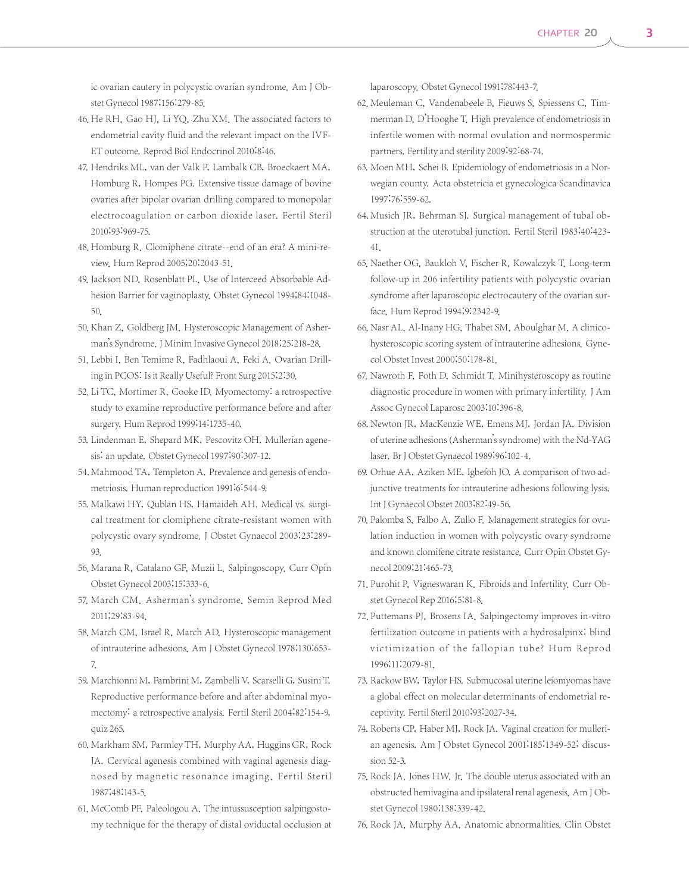ic ovarian cautery in polycystic ovarian syndrome. Am J Obstet Gynecol 1987;156:279-85.

46. He RH, Gao HJ, Li YQ, Zhu XM. The associated factors to endometrial cavity fluid and the relevant impact on the IVF-ET outcome. Reprod Biol Endocrinol 2010;8:46.
47. Hendriks ML, van der Valk P, Lambalk CB, Broeckaert MA, Homburg R, Hompes PG. Extensive tissue damage of bovine ovaries after bipolar ovarian drilling compared to monopolar electrocoagulation or carbon dioxide laser. Fertil Steril 2010;93:969-75.
48. Homburg R. Clomiphene citrate--end of an era? A mini-review. Hum Reprod 2005;20:2043-51.
49. Jackson ND, Rosenblatt PL. Use of Interceed Absorbable Adhesion Barrier for vaginoplasty. Obstet Gynecol 1994;84:1048-50.
50. Khan Z, Goldberg JM. Hysteroscopic Management of Asherman's Syndrome. J Minim Invasive Gynecol 2018;25:218-28.
51. Lebbi I, Ben Temime R, Fadhlaoui A, Feki A. Ovarian Drilling in PCOS: Is it Really Useful? Front Surg 2015;2:30.
52. Li TC, Mortimer R, Cooke ID. Myomectomy: a retrospective study to examine reproductive performance before and after surgery. Hum Reprod 1999;14:1735-40.
53. Lindenman E, Shepard MK, Pescovitz OH. Mullerian agenesis: an update. Obstet Gynecol 1997;90:307-12.
54. Mahmood TA, Templeton A. Prevalence and genesis of endometriosis. Human reproduction 1991;6:544-9.
55. Malkawi HY, Qublan HS, Hamaideh AH. Medical vs. surgical treatment for clomiphene citrate-resistant women with polycystic ovary syndrome. J Obstet Gynaecol 2003;23:289-93.
56. Marana R, Catalano GF, Muzii L. Salpingoscopy. Curr Opin Obstet Gynecol 2003;15:333-6.
57. March CM. Asherman's syndrome. Semin Reprod Med 2011;29:83-94.
58. March CM, Israel R, March AD. Hysteroscopic management of intrauterine adhesions. Am J Obstet Gynecol 1978;130:653-7.
59. Marchionni M, Fambrini M, Zambelli V, Scarselli G, Susini T. Reproductive performance before and after abdominal myomectomy: a retrospective analysis. Fertil Steril 2004;82:154-9, quiz 265.
60. Markham SM, Parmley TH, Murphy AA, Huggins GR, Rock JA. Cervical agenesis combined with vaginal agenesis diagnosed by magnetic resonance imaging. Fertil Steril 1987;48:143-5.
61. McComb PF, Paleologou A. The intussusception salpingostomy technique for the therapy of distal oviductal occlusion at laparoscopy. Obstet Gynecol 1991;78:443-7.
62. Meuleman C, Vandenabeele B, Fieuws S, Spiessens C, Timmerman D, D'Hooghe T. High prevalence of endometriosis in infertile women with normal ovulation and normospermic partners. Fertility and sterility 2009;92:68-74.
63. Moen MH, Schei B. Epidemiology of endometriosis in a Norwegian county. Acta obstetricia et gynecologica Scandinavica 1997;76:559-62.
64. Musich JR, Behrman SJ. Surgical management of tubal obstruction at the uterotubal junction. Fertil Steril 1983;40:423-41.
65. Naether OG, Baukloh V, Fischer R, Kowalczyk T. Long-term follow-up in 206 infertility patients with polycystic ovarian syndrome after laparoscopic electrocautery of the ovarian surface. Hum Reprod 1994;9:2342-9.
66. Nasr AL, Al-Inany HG, Thabet SM, Aboulghar M. A clinicohysteroscopic scoring system of intrauterine adhesions. Gynecol Obstet Invest 2000;50:178-81.
67. Nawroth F, Foth D, Schmidt T. Minihysteroscopy as routine diagnostic procedure in women with primary infertility. J Am Assoc Gynecol Laparosc 2003;10:396-8.
68. Newton JR, MacKenzie WE, Emens MJ, Jordan JA. Division of uterine adhesions (Asherman's syndrome) with the Nd-YAG laser. Br J Obstet Gynaecol 1989;96:102-4.
69. Orhue AA, Aziken ME, Igbefoh JO. A comparison of two adjunctive treatments for intrauterine adhesions following lysis. Int J Gynaecol Obstet 2003;82:49-56.
70. Palomba S, Falbo A, Zullo F. Management strategies for ovulation induction in women with polycystic ovary syndrome and known clomifene citrate resistance. Curr Opin Obstet Gynecol 2009;21:465-73.
71. Purohit P, Vigneswaran K. Fibroids and Infertility. Curr Obstet Gynecol Rep 2016;5:81-8.
72. Puttemans PJ, Brosens IA. Salpingectomy improves in-vitro fertilization outcome in patients with a hydrosalpinx: blind victimization of the fallopian tube? Hum Reprod 1996;11:2079-81.
73. Rackow BW, Taylor HS. Submucosal uterine leiomyomas have a global effect on molecular determinants of endometrial receptivity. Fertil Steril 2010;93:2027-34.
74. Roberts CP, Haber MJ, Rock JA. Vaginal creation for mullerian agenesis. Am J Obstet Gynecol 2001;185:1349-52; discussion 52-3.
75. Rock JA, Jones HW, Jr. The double uterus associated with an obstructed hemivagina and ipsilateral renal agenesis. Am J Obstet Gynecol 1980;138:339-42.
76. Rock JA, Murphy AA. Anatomic abnormalities. Clin Obstet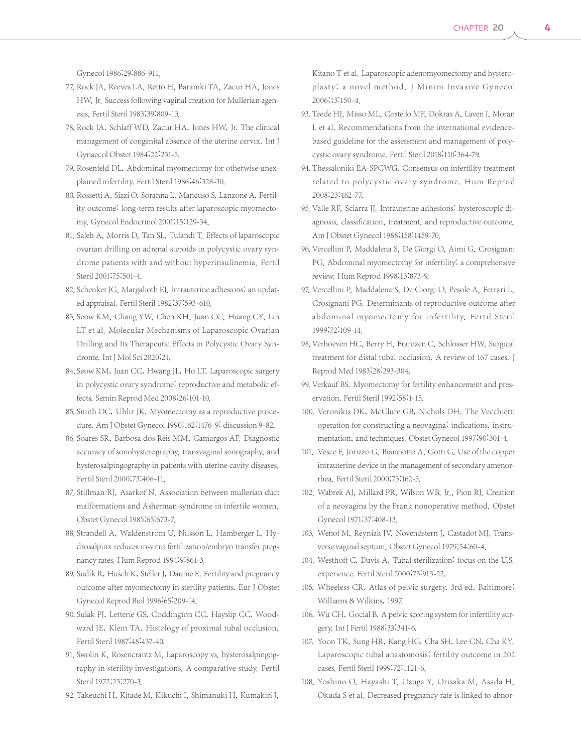Gynecol 1986;29:886-911.

77. Rock JA, Reeves LA, Retto H, Baramki TA, Zacur HA, Jones HW, Jr. Success following vaginal creation for Mullerian agenesis. Fertil Steril 1983;39:809-13.
78. Rock JA, Schlaff WD, Zacur HA, Jones HW, Jr. The clinical management of congenital absence of the uterine cervix. Int J Gynaecol Obstet 1984;22:231-5.
79. Rosenfeld DL. Abdominal myomectomy for otherwise unexplained infertility. Fertil Steril 1986;46:328-30.
80. Rossetti A, Sizzi O, Soranna L, Mancuso S, Lanzone A. Fertility outcome: long-term results after laparoscopic myomectomy. Gynecol Endocrinol 2001;15:129-34.
81. Saleh A, Morris D, Tan SL, Tulandi T. Effects of laparoscopic ovarian drilling on adrenal steroids in polycystic ovary syndrome patients with and without hyperinsulinemia. Fertil Steril 2001;75:501-4.
82. Schenker JG, Margalioth EJ. Intrauterine adhesions: an updated appraisal. Fertil Steril 1982;37:593-610.
83. Seow KM, Chang YW, Chen KH, Juan CC, Huang CY, Lin LT et al. Molecular Mechanisms of Laparoscopic Ovarian Drilling and Its Therapeutic Effects in Polycystic Ovary Syndrome. Int J Mol Sci 2020;21.
84. Seow KM, Juan CC, Hwang JL, Ho LT. Laparoscopic surgery in polycystic ovary syndrome: reproductive and metabolic effects. Semin Reprod Med 2008;26:101-10.
85. Smith DC, Uhlir JK. Myomectomy as a reproductive procedure. Am J Obstet Gynecol 1990;162:1476-9; discussion 9-82.
86. Soares SR, Barbosa dos Reis MM, Camargos AF. Diagnostic accuracy of sonohysterography, transvaginal sonography, and hysterosalpingography in patients with uterine cavity diseases. Fertil Steril 2000;73:406-11.
87. Stillman RJ, Asarkof N. Association between mullerian duct malformations and Asherman syndrome in infertile women. Obstet Gynecol 1985;65:673-7.
88. Strandell A, Waldenstrom U, Nilsson L, Hamberger L. Hydrosalpinx reduces in-vitro fertilization/embryo transfer pregnancy rates. Hum Reprod 1994;9:861-3.
89. Sudik R, Husch K, Steller J, Daume E. Fertility and pregnancy outcome after myomectomy in sterility patients. Eur J Obstet Gynecol Reprod Biol 1996;65:209-14.
90. Sulak PJ, Letterie GS, Coddington CC, Hayslip CC, Woodward JE, Klein TA. Histology of proximal tubal occlusion. Fertil Steril 1987;48:437-40.
91. Swolin K, Rosencrantz M. Laparoscopy vs. hysterosalpingography in sterility investigations. A comparative study. Fertil Steril 1972;23:270-3.
92. Takeuchi H, Kitade M, Kikuchi I, Shimanuki H, Kumakiri J, Kitano T et al. Laparoscopic adenomyomectomy and hysteroplasty: a novel method. J Minim Invasive Gynecol 2006;13:150-4.
93. Teede HJ, Misso ML, Costello MF, Dokras A, Laven J, Moran L et al. Recommendations from the international evidence-based guideline for the assessment and management of polycystic ovary syndrome. Fertil Steril 2018;110:364-79.
94. Thessaloniki EA-SPCWG. Consensus on infertility treatment related to polycystic ovary syndrome. Hum Reprod 2008;23:462-77.
95. Valle RF, Sciarra JJ. Intrauterine adhesions: hysteroscopic diagnosis, classification, treatment, and reproductive outcome. Am J Obstet Gynecol 1988;158:1459-70.
96. Vercellini P, Maddalena S, De Giorgi O, Aimi G, Crosignani PG. Abdominal myomectomy for infertility: a comprehensive review. Hum Reprod 1998;13:873-9.
97. Vercellini P, Maddalena S, De Giorgi O, Pesole A, Ferrari L, Crosignani PG. Determinants of reproductive outcome after abdominal myomectomy for infertility. Fertil Steril 1999;72:109-14.
98. Verhoeven HC, Berry H, Frantzen C, Schlosser HW. Surgical treatment for distal tubal occlusion. A review of 167 cases. J Reprod Med 1983;28:293-304.
99. Verkauf BS. Myomectomy for fertility enhancement and preservation. Fertil Steril 1992;58:1-15.
100. Veronikis DK, McClure GB, Nichols DH. The Vecchietti operation for constructing a neovagina: indications, instrumentation, and techniques. Obstet Gynecol 1997;90:301-4.
101. Vesce F, Jorizzo G, Bianciotto A, Gotti G. Use of the copper intrauterine device in the management of secondary amenorrhea. Fertil Steril 2000;73:162-5.
102. Wabrek AJ, Millard PR, Wilson WB, Jr., Pion RJ. Creation of a neovagina by the Frank nonoperative method. Obstet Gynecol 1971;37:408-13.
103. Wenof M, Reyniak JV, Novendstern J, Castadot MJ. Transverse vaginal septum. Obstet Gynecol 1979;54:60-4.
104. Westhoff C, Davis A. Tubal sterilization: focus on the U.S. experience. Fertil Steril 2000;73:913-22.
105. Wheeless CR. Atlas of pelvic surgery. 3rd ed. Baltimore: Williams & Wilkins, 1997.
106. Wu CH, Gocial B. A pelvic scoring system for infertility surgery. Int J Fertil 1988;33:341-6.
107. Yoon TK, Sung HR, Kang HG, Cha SH, Lee CN, Cha KY. Laparoscopic tubal anastomosis: fertility outcome in 202 cases. Fertil Steril 1999;72:1121-6.
108. Yoshino O, Hayashi T, Osuga Y, Orisaka M, Asada H, Okuda S et al. Decreased pregnancy rate is linked to abnor-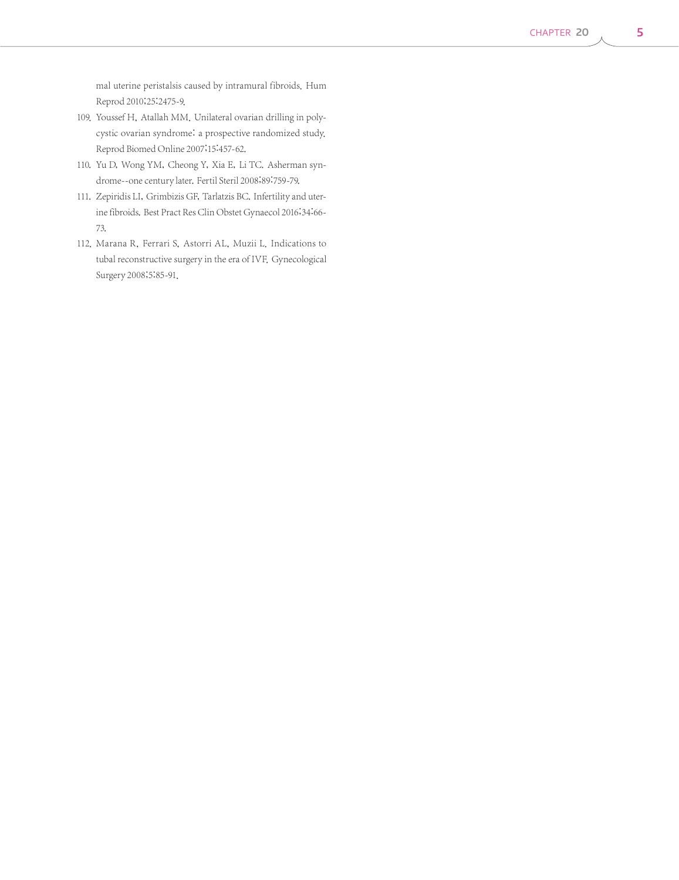mal uterine peristalsis caused by intramural fibroids. Hum Reprod 2010;25:2475-9.

109. Youssef H, Atallah MM. Unilateral ovarian drilling in polycystic ovarian syndrome: a prospective randomized study. Reprod Biomed Online 2007;15:457-62.
110. Yu D, Wong YM, Cheong Y, Xia E, Li TC. Asherman syndrome--one century later. Fertil Steril 2008;89:759-79.
111. Zepiridis LI, Grimbizis GF, Tarlatzis BC. Infertility and uterine fibroids. Best Pract Res Clin Obstet Gynaecol 2016;34:66-73.
112. Marana R, Ferrari S, Astorri AL, Muzii L. Indications to tubal reconstructive surgery in the era of IVF. Gynecological Surgery 2008;5:85-91.